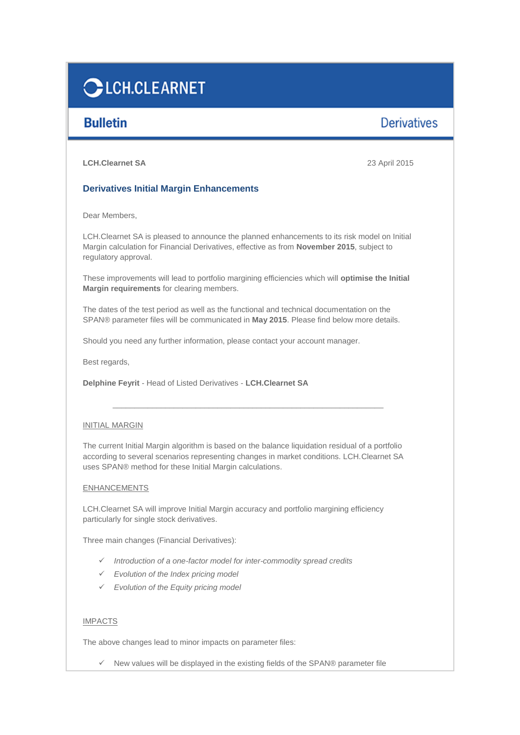# LCH.CLEARNET

**Bulletin** Derivatives

**LCH.Clearnet SA** 23 April 2015

## Derivatives Initial Margin Enhancements

Dear Members,

LCH.Clearnet SA is pleased to announce the planned enhancements to its risk model on Initial Margin calculation for Financial Derivatives, effective as from **November 2015**, subject to regulatory approval.

These improvements will lead to portfolio margining efficiencies which will **optimise the Initial Margin requirements** for clearing members.

The dates of the test period as well as the functional and technical documentation on the SPAN® parameter files will be communicated in **May 2015**. Please find below more details.

Should you need any further information, please contact your account manager.

Best regards,

**Delphine Feyrit** - Head of Listed Derivatives - **LCH.Clearnet SA**

---

INITIAL MARGIN

The current Initial Margin algorithm is based on the balance liquidation residual of a portfolio according to several scenarios representing changes in market conditions. LCH.Clearnet SA uses SPAN® method for these Initial Margin calculations.

ENHANCEMENTS

LCH.Clearnet SA will improve Initial Margin accuracy and portfolio margining efficiency particularly for single stock derivatives.

Three main changes (Financial Derivatives):

- ✓ *Introduction of a one-factor model for inter-commodity spread credits*
- ✓ *Evolution of the Index pricing model*
- ✓ *Evolution of the Equity pricing model*

IMPACTS

The above changes lead to minor impacts on parameter files:

- ✓ New values will be displayed in the existing fields of the SPAN® parameter file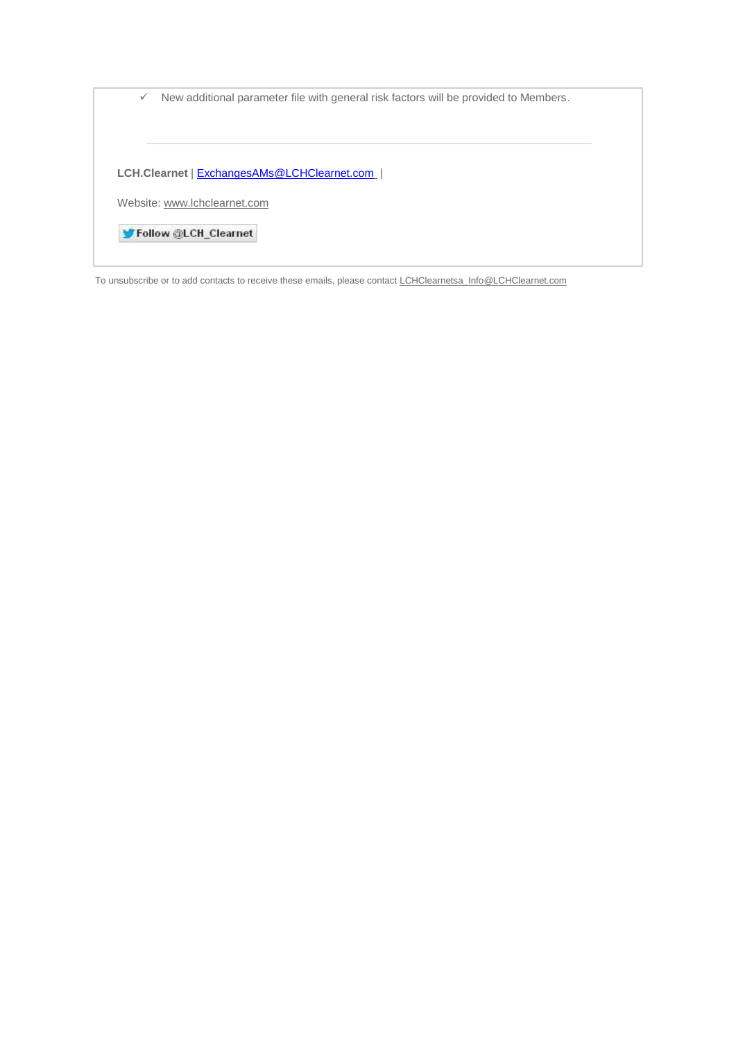- ✓ New additional parameter file with general risk factors will be provided to Members.

---

**LCH.Clearnet** | ExchangesAMs@LCHClearnet.com |

Website: www.lchclearnet.com

Follow @LCH_Clearnet

To unsubscribe or to add contacts to receive these emails, please contact LCHClearnetsa_Info@LCHClearnet.com